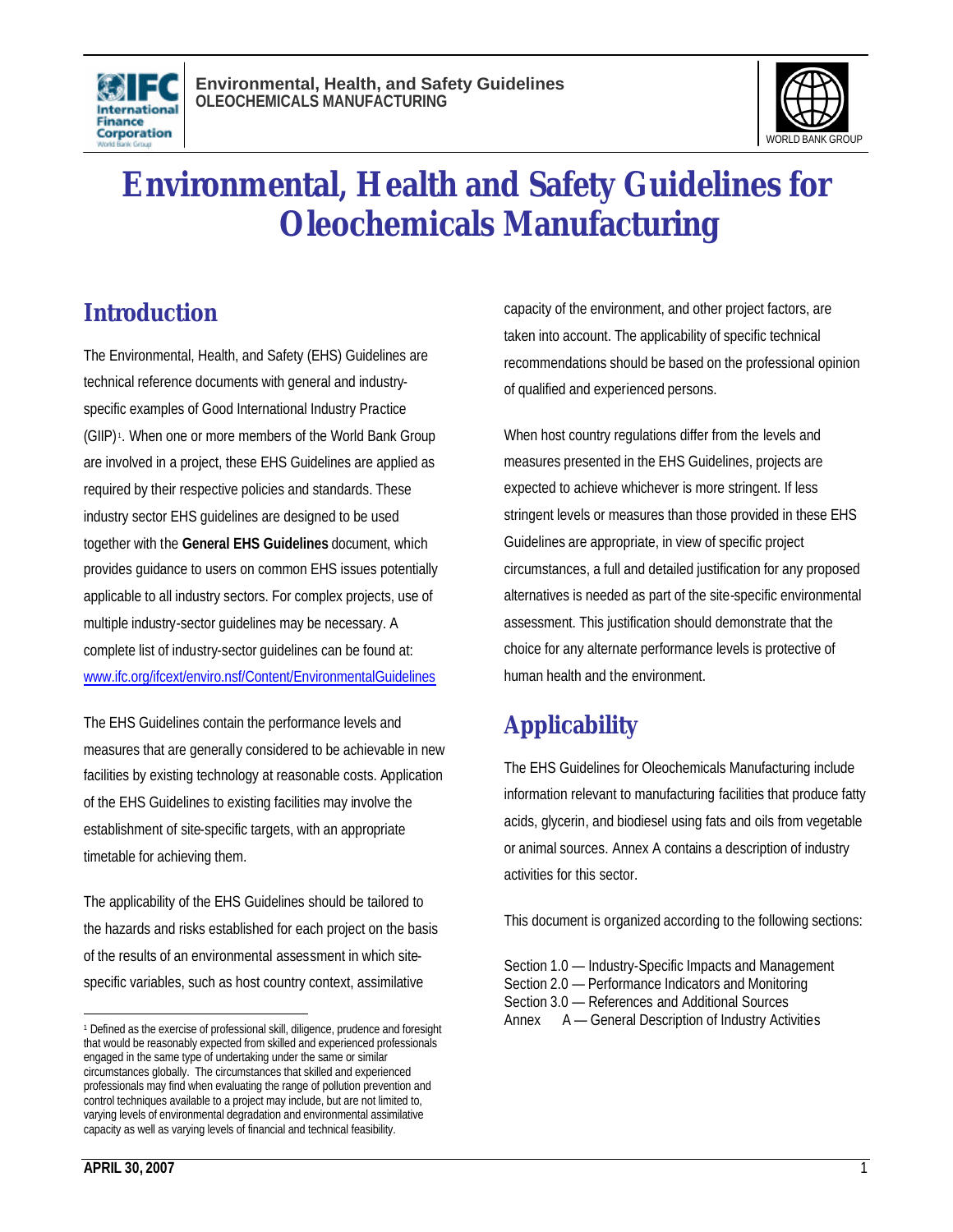# Environmental, Health and Safety Guidelines for Oleochemicals Manufacturing

## Introduction

The Environmental, Health, and Safety (EHS) Guidelines are technical reference documents with general and industry-specific examples of Good International Industry Practice (GIIP)[1]. When one or more members of the World Bank Group are involved in a project, these EHS Guidelines are applied as required by their respective policies and standards. These industry sector EHS guidelines are designed to be used together with the **General EHS Guidelines** document, which provides guidance to users on common EHS issues potentially applicable to all industry sectors. For complex projects, use of multiple industry-sector guidelines may be necessary. A complete list of industry-sector guidelines can be found at: www.ifc.org/ifcext/enviro.nsf/Content/EnvironmentalGuidelines

The EHS Guidelines contain the performance levels and measures that are generally considered to be achievable in new facilities by existing technology at reasonable costs. Application of the EHS Guidelines to existing facilities may involve the establishment of site-specific targets, with an appropriate timetable for achieving them.

The applicability of the EHS Guidelines should be tailored to the hazards and risks established for each project on the basis of the results of an environmental assessment in which site-specific variables, such as host country context, assimilative capacity of the environment, and other project factors, are taken into account. The applicability of specific technical recommendations should be based on the professional opinion of qualified and experienced persons.

When host country regulations differ from the levels and measures presented in the EHS Guidelines, projects are expected to achieve whichever is more stringent. If less stringent levels or measures than those provided in these EHS Guidelines are appropriate, in view of specific project circumstances, a full and detailed justification for any proposed alternatives is needed as part of the site-specific environmental assessment. This justification should demonstrate that the choice for any alternate performance levels is protective of human health and the environment.

## Applicability

The EHS Guidelines for Oleochemicals Manufacturing include information relevant to manufacturing facilities that produce fatty acids, glycerin, and biodiesel using fats and oils from vegetable or animal sources. Annex A contains a description of industry activities for this sector.

This document is organized according to the following sections:

Section 1.0 — Industry-Specific Impacts and Management
Section 2.0 — Performance Indicators and Monitoring
Section 3.0 — References and Additional Sources
Annex A — General Description of Industry Activities

[1] Defined as the exercise of professional skill, diligence, prudence and foresight that would be reasonably expected from skilled and experienced professionals engaged in the same type of undertaking under the same or similar circumstances globally. The circumstances that skilled and experienced professionals may find when evaluating the range of pollution prevention and control techniques available to a project may include, but are not limited to, varying levels of environmental degradation and environmental assimilative capacity as well as varying levels of financial and technical feasibility.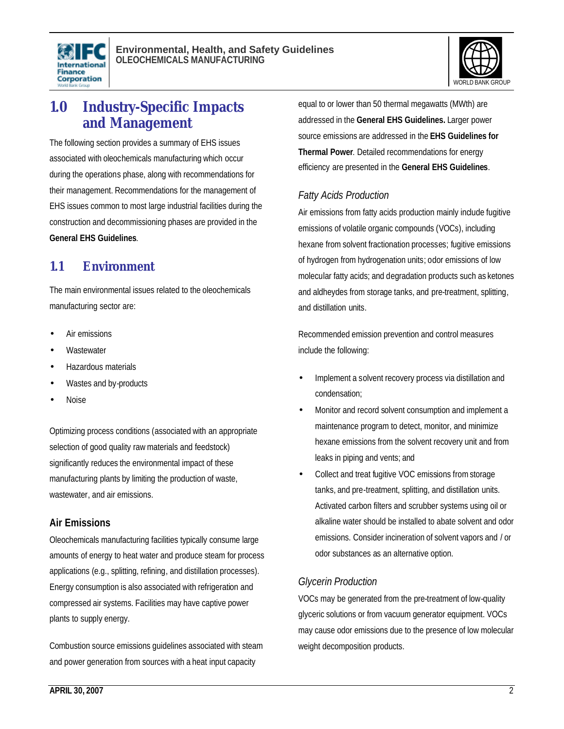# 1.0 Industry-Specific Impacts and Management

The following section provides a summary of EHS issues associated with oleochemicals manufacturing which occur during the operations phase, along with recommendations for their management. Recommendations for the management of EHS issues common to most large industrial facilities during the construction and decommissioning phases are provided in the **General EHS Guidelines**.

## 1.1 Environment

The main environmental issues related to the oleochemicals manufacturing sector are:

- Air emissions
- Wastewater
- Hazardous materials
- Wastes and by-products
- Noise

Optimizing process conditions (associated with an appropriate selection of good quality raw materials and feedstock) significantly reduces the environmental impact of these manufacturing plants by limiting the production of waste, wastewater, and air emissions.

### Air Emissions

Oleochemicals manufacturing facilities typically consume large amounts of energy to heat water and produce steam for process applications (e.g., splitting, refining, and distillation processes). Energy consumption is also associated with refrigeration and compressed air systems. Facilities may have captive power plants to supply energy.

Combustion source emissions guidelines associated with steam and power generation from sources with a heat input capacity equal to or lower than 50 thermal megawatts (MWth) are addressed in the **General EHS Guidelines.** Larger power source emissions are addressed in the **EHS Guidelines for Thermal Power**. Detailed recommendations for energy efficiency are presented in the **General EHS Guidelines**.

#### *Fatty Acids Production*

Air emissions from fatty acids production mainly include fugitive emissions of volatile organic compounds (VOCs), including hexane from solvent fractionation processes; fugitive emissions of hydrogen from hydrogenation units; odor emissions of low molecular fatty acids; and degradation products such as ketones and aldheydes from storage tanks, and pre-treatment, splitting, and distillation units.

Recommended emission prevention and control measures include the following:

- Implement a solvent recovery process via distillation and condensation;
- Monitor and record solvent consumption and implement a maintenance program to detect, monitor, and minimize hexane emissions from the solvent recovery unit and from leaks in piping and vents; and
- Collect and treat fugitive VOC emissions from storage tanks, and pre-treatment, splitting, and distillation units. Activated carbon filters and scrubber systems using oil or alkaline water should be installed to abate solvent and odor emissions. Consider incineration of solvent vapors and / or odor substances as an alternative option.

#### *Glycerin Production*

VOCs may be generated from the pre-treatment of low-quality glyceric solutions or from vacuum generator equipment. VOCs may cause odor emissions due to the presence of low molecular weight decomposition products.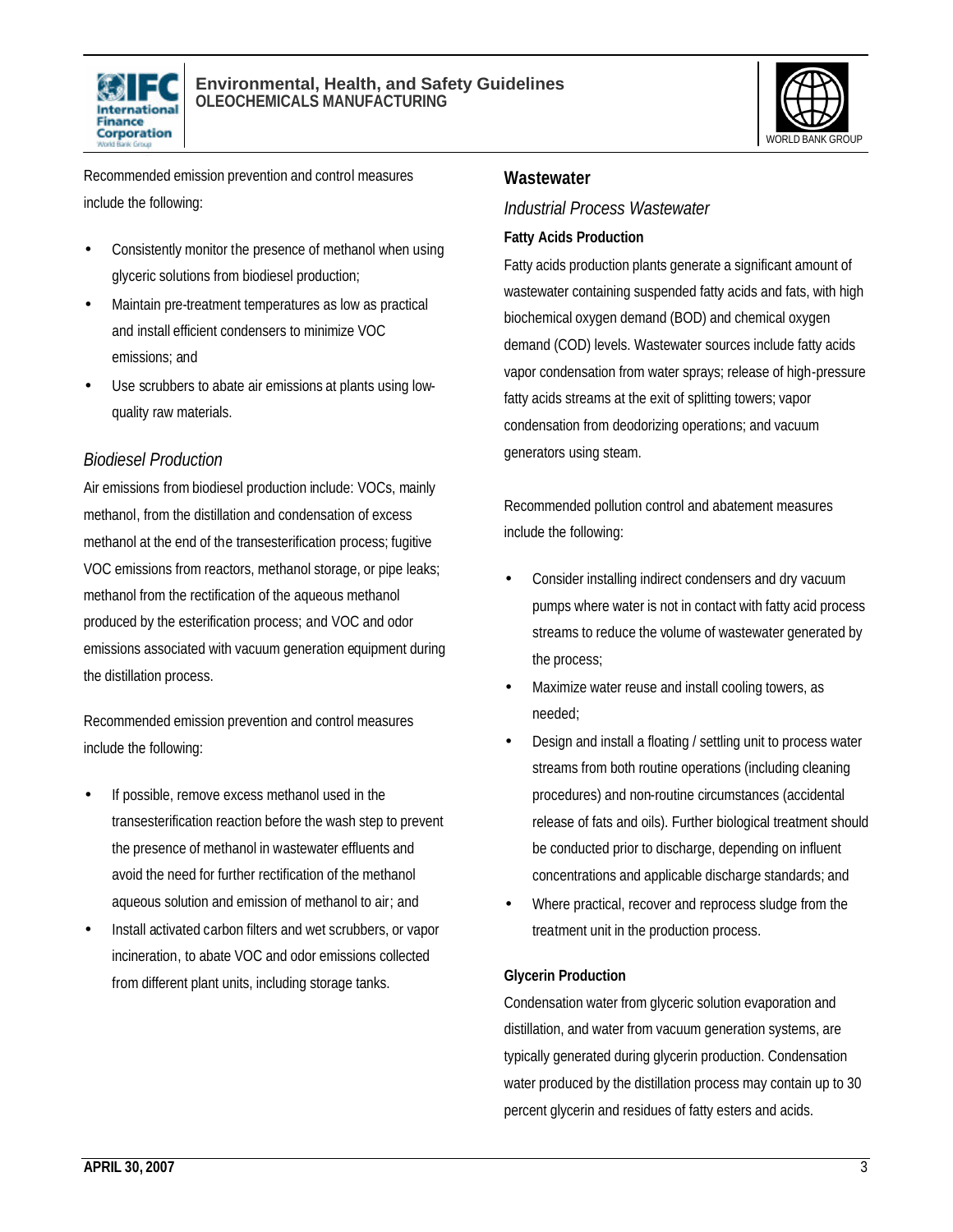Recommended emission prevention and control measures include the following:

- Consistently monitor the presence of methanol when using glyceric solutions from biodiesel production;
- Maintain pre-treatment temperatures as low as practical and install efficient condensers to minimize VOC emissions; and
- Use scrubbers to abate air emissions at plants using low-quality raw materials.

### *Biodiesel Production*

Air emissions from biodiesel production include: VOCs, mainly methanol, from the distillation and condensation of excess methanol at the end of the transesterification process; fugitive VOC emissions from reactors, methanol storage, or pipe leaks; methanol from the rectification of the aqueous methanol produced by the esterification process; and VOC and odor emissions associated with vacuum generation equipment during the distillation process.

Recommended emission prevention and control measures include the following:

- If possible, remove excess methanol used in the transesterification reaction before the wash step to prevent the presence of methanol in wastewater effluents and avoid the need for further rectification of the methanol aqueous solution and emission of methanol to air; and
- Install activated carbon filters and wet scrubbers, or vapor incineration, to abate VOC and odor emissions collected from different plant units, including storage tanks.

## Wastewater

### *Industrial Process Wastewater*

#### Fatty Acids Production

Fatty acids production plants generate a significant amount of wastewater containing suspended fatty acids and fats, with high biochemical oxygen demand (BOD) and chemical oxygen demand (COD) levels. Wastewater sources include fatty acids vapor condensation from water sprays; release of high-pressure fatty acids streams at the exit of splitting towers; vapor condensation from deodorizing operations; and vacuum generators using steam.

Recommended pollution control and abatement measures include the following:

- Consider installing indirect condensers and dry vacuum pumps where water is not in contact with fatty acid process streams to reduce the volume of wastewater generated by the process;
- Maximize water reuse and install cooling towers, as needed;
- Design and install a floating / settling unit to process water streams from both routine operations (including cleaning procedures) and non-routine circumstances (accidental release of fats and oils). Further biological treatment should be conducted prior to discharge, depending on influent concentrations and applicable discharge standards; and
- Where practical, recover and reprocess sludge from the treatment unit in the production process.

#### Glycerin Production

Condensation water from glyceric solution evaporation and distillation, and water from vacuum generation systems, are typically generated during glycerin production. Condensation water produced by the distillation process may contain up to 30 percent glycerin and residues of fatty esters and acids.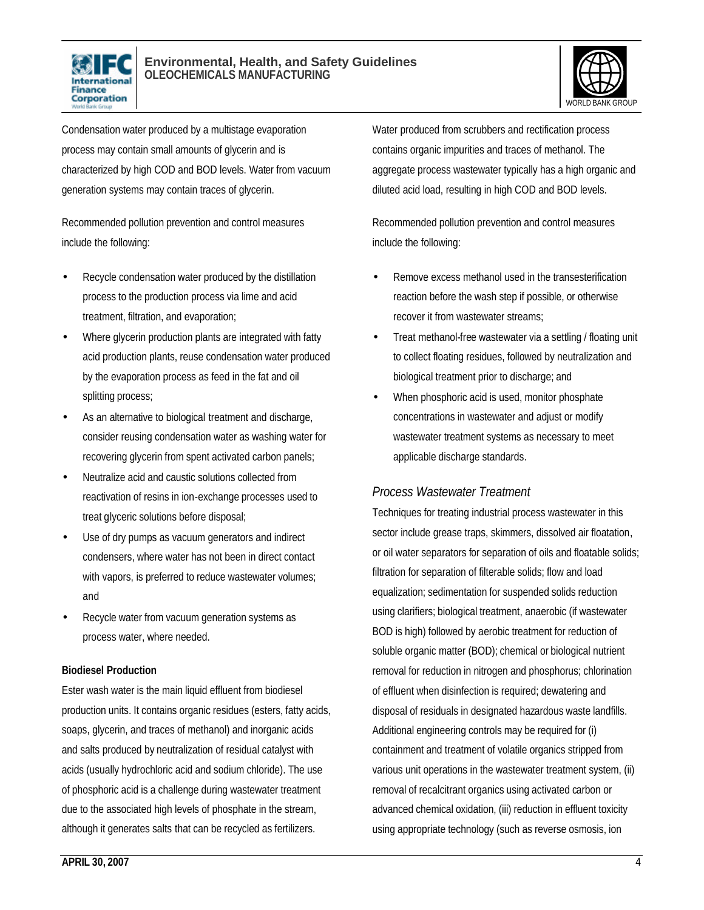Condensation water produced by a multistage evaporation process may contain small amounts of glycerin and is characterized by high COD and BOD levels. Water from vacuum generation systems may contain traces of glycerin.

Recommended pollution prevention and control measures include the following:

- Recycle condensation water produced by the distillation process to the production process via lime and acid treatment, filtration, and evaporation;
- Where glycerin production plants are integrated with fatty acid production plants, reuse condensation water produced by the evaporation process as feed in the fat and oil splitting process;
- As an alternative to biological treatment and discharge, consider reusing condensation water as washing water for recovering glycerin from spent activated carbon panels;
- Neutralize acid and caustic solutions collected from reactivation of resins in ion-exchange processes used to treat glyceric solutions before disposal;
- Use of dry pumps as vacuum generators and indirect condensers, where water has not been in direct contact with vapors, is preferred to reduce wastewater volumes; and
- Recycle water from vacuum generation systems as process water, where needed.

**Biodiesel Production**

Ester wash water is the main liquid effluent from biodiesel production units. It contains organic residues (esters, fatty acids, soaps, glycerin, and traces of methanol) and inorganic acids and salts produced by neutralization of residual catalyst with acids (usually hydrochloric acid and sodium chloride). The use of phosphoric acid is a challenge during wastewater treatment due to the associated high levels of phosphate in the stream, although it generates salts that can be recycled as fertilizers. Water produced from scrubbers and rectification process contains organic impurities and traces of methanol. The aggregate process wastewater typically has a high organic and diluted acid load, resulting in high COD and BOD levels.

Recommended pollution prevention and control measures include the following:

- Remove excess methanol used in the transesterification reaction before the wash step if possible, or otherwise recover it from wastewater streams;
- Treat methanol-free wastewater via a settling / floating unit to collect floating residues, followed by neutralization and biological treatment prior to discharge; and
- When phosphoric acid is used, monitor phosphate concentrations in wastewater and adjust or modify wastewater treatment systems as necessary to meet applicable discharge standards.

### *Process Wastewater Treatment*

Techniques for treating industrial process wastewater in this sector include grease traps, skimmers, dissolved air floatation, or oil water separators for separation of oils and floatable solids; filtration for separation of filterable solids; flow and load equalization; sedimentation for suspended solids reduction using clarifiers; biological treatment, anaerobic (if wastewater BOD is high) followed by aerobic treatment for reduction of soluble organic matter (BOD); chemical or biological nutrient removal for reduction in nitrogen and phosphorus; chlorination of effluent when disinfection is required; dewatering and disposal of residuals in designated hazardous waste landfills. Additional engineering controls may be required for (i) containment and treatment of volatile organics stripped from various unit operations in the wastewater treatment system, (ii) removal of recalcitrant organics using activated carbon or advanced chemical oxidation, (iii) reduction in effluent toxicity using appropriate technology (such as reverse osmosis, ion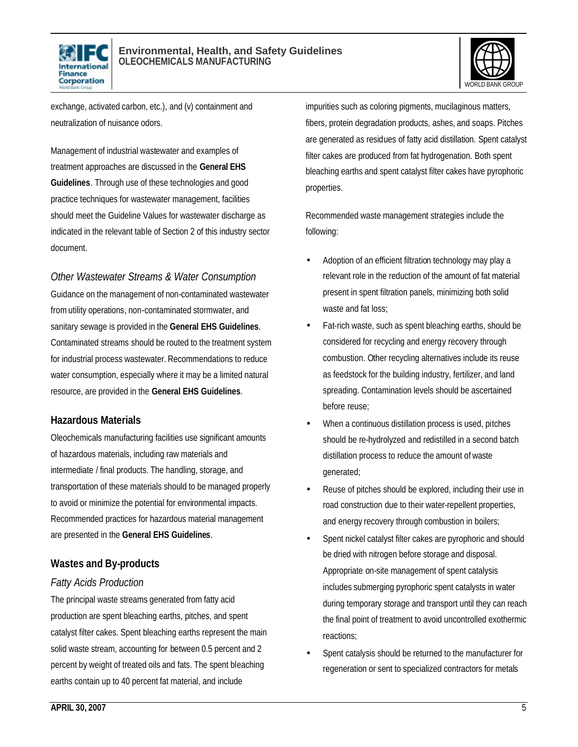exchange, activated carbon, etc.), and (v) containment and neutralization of nuisance odors.

Management of industrial wastewater and examples of treatment approaches are discussed in the **General EHS Guidelines**. Through use of these technologies and good practice techniques for wastewater management, facilities should meet the Guideline Values for wastewater discharge as indicated in the relevant table of Section 2 of this industry sector document.

### *Other Wastewater Streams & Water Consumption*

Guidance on the management of non-contaminated wastewater from utility operations, non-contaminated stormwater, and sanitary sewage is provided in the **General EHS Guidelines**. Contaminated streams should be routed to the treatment system for industrial process wastewater. Recommendations to reduce water consumption, especially where it may be a limited natural resource, are provided in the **General EHS Guidelines**.

## Hazardous Materials

Oleochemicals manufacturing facilities use significant amounts of hazardous materials, including raw materials and intermediate / final products. The handling, storage, and transportation of these materials should to be managed properly to avoid or minimize the potential for environmental impacts. Recommended practices for hazardous material management are presented in the **General EHS Guidelines**.

## Wastes and By-products

### *Fatty Acids Production*

The principal waste streams generated from fatty acid production are spent bleaching earths, pitches, and spent catalyst filter cakes. Spent bleaching earths represent the main solid waste stream, accounting for between 0.5 percent and 2 percent by weight of treated oils and fats. The spent bleaching earths contain up to 40 percent fat material, and include impurities such as coloring pigments, mucilaginous matters, fibers, protein degradation products, ashes, and soaps. Pitches are generated as residues of fatty acid distillation. Spent catalyst filter cakes are produced from fat hydrogenation. Both spent bleaching earths and spent catalyst filter cakes have pyrophoric properties.

Recommended waste management strategies include the following:

- Adoption of an efficient filtration technology may play a relevant role in the reduction of the amount of fat material present in spent filtration panels, minimizing both solid waste and fat loss;
- Fat-rich waste, such as spent bleaching earths, should be considered for recycling and energy recovery through combustion. Other recycling alternatives include its reuse as feedstock for the building industry, fertilizer, and land spreading. Contamination levels should be ascertained before reuse;
- When a continuous distillation process is used, pitches should be re-hydrolyzed and redistilled in a second batch distillation process to reduce the amount of waste generated;
- Reuse of pitches should be explored, including their use in road construction due to their water-repellent properties, and energy recovery through combustion in boilers;
- Spent nickel catalyst filter cakes are pyrophoric and should be dried with nitrogen before storage and disposal. Appropriate on-site management of spent catalysis includes submerging pyrophoric spent catalysts in water during temporary storage and transport until they can reach the final point of treatment to avoid uncontrolled exothermic reactions;
- Spent catalysis should be returned to the manufacturer for regeneration or sent to specialized contractors for metals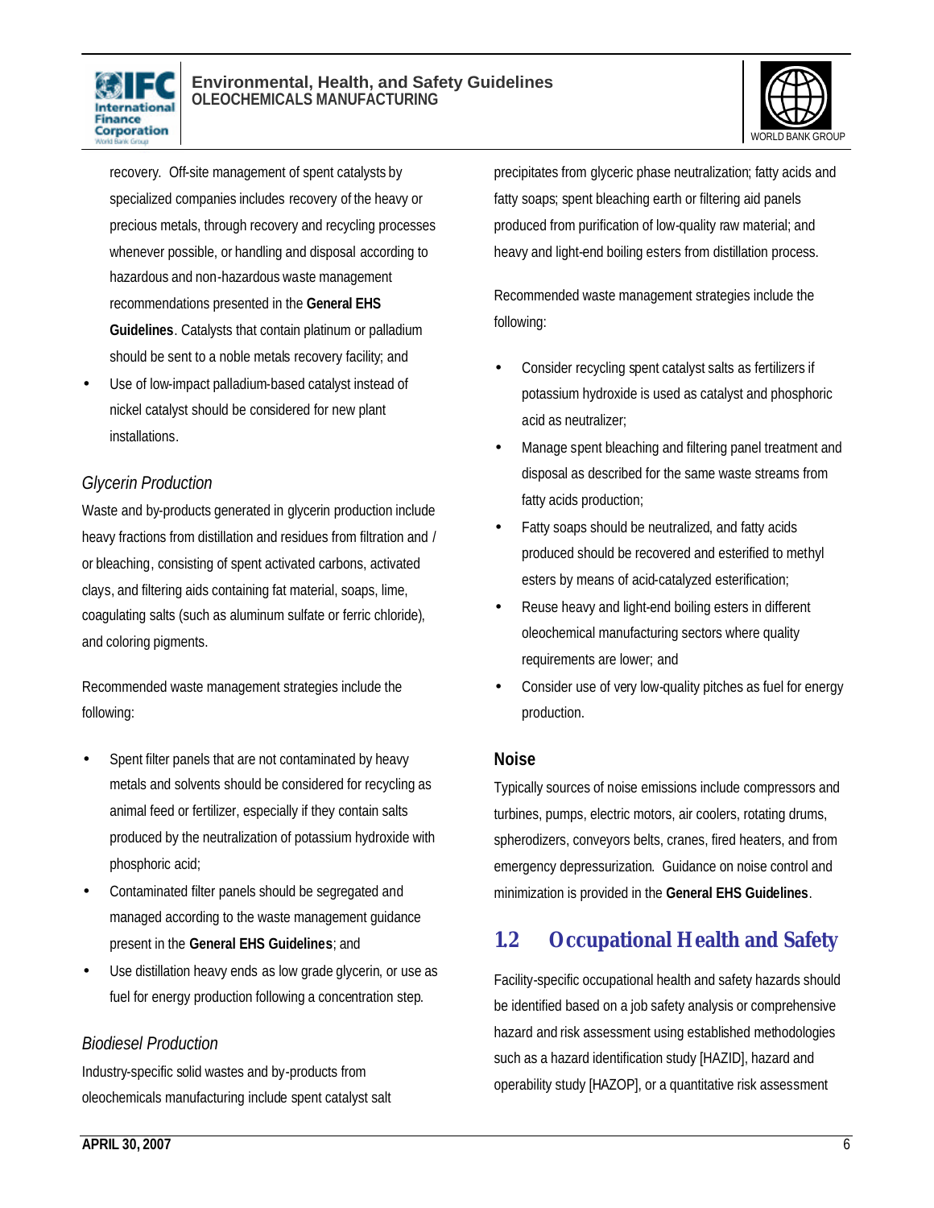recovery. Off-site management of spent catalysts by specialized companies includes recovery of the heavy or precious metals, through recovery and recycling processes whenever possible, or handling and disposal according to hazardous and non-hazardous waste management recommendations presented in the **General EHS Guidelines**. Catalysts that contain platinum or palladium should be sent to a noble metals recovery facility; and

- Use of low-impact palladium-based catalyst instead of nickel catalyst should be considered for new plant installations.

*Glycerin Production*

Waste and by-products generated in glycerin production include heavy fractions from distillation and residues from filtration and / or bleaching, consisting of spent activated carbons, activated clays, and filtering aids containing fat material, soaps, lime, coagulating salts (such as aluminum sulfate or ferric chloride), and coloring pigments.

Recommended waste management strategies include the following:

- Spent filter panels that are not contaminated by heavy metals and solvents should be considered for recycling as animal feed or fertilizer, especially if they contain salts produced by the neutralization of potassium hydroxide with phosphoric acid;
- Contaminated filter panels should be segregated and managed according to the waste management guidance present in the **General EHS Guidelines**; and
- Use distillation heavy ends as low grade glycerin, or use as fuel for energy production following a concentration step.

*Biodiesel Production*

Industry-specific solid wastes and by-products from oleochemicals manufacturing include spent catalyst salt precipitates from glyceric phase neutralization; fatty acids and fatty soaps; spent bleaching earth or filtering aid panels produced from purification of low-quality raw material; and heavy and light-end boiling esters from distillation process.

Recommended waste management strategies include the following:

- Consider recycling spent catalyst salts as fertilizers if potassium hydroxide is used as catalyst and phosphoric acid as neutralizer;
- Manage spent bleaching and filtering panel treatment and disposal as described for the same waste streams from fatty acids production;
- Fatty soaps should be neutralized, and fatty acids produced should be recovered and esterified to methyl esters by means of acid-catalyzed esterification;
- Reuse heavy and light-end boiling esters in different oleochemical manufacturing sectors where quality requirements are lower; and
- Consider use of very low-quality pitches as fuel for energy production.

### Noise

Typically sources of noise emissions include compressors and turbines, pumps, electric motors, air coolers, rotating drums, spherodizers, conveyors belts, cranes, fired heaters, and from emergency depressurization. Guidance on noise control and minimization is provided in the **General EHS Guidelines**.

## 1.2 Occupational Health and Safety

Facility-specific occupational health and safety hazards should be identified based on a job safety analysis or comprehensive hazard and risk assessment using established methodologies such as a hazard identification study [HAZID], hazard and operability study [HAZOP], or a quantitative risk assessment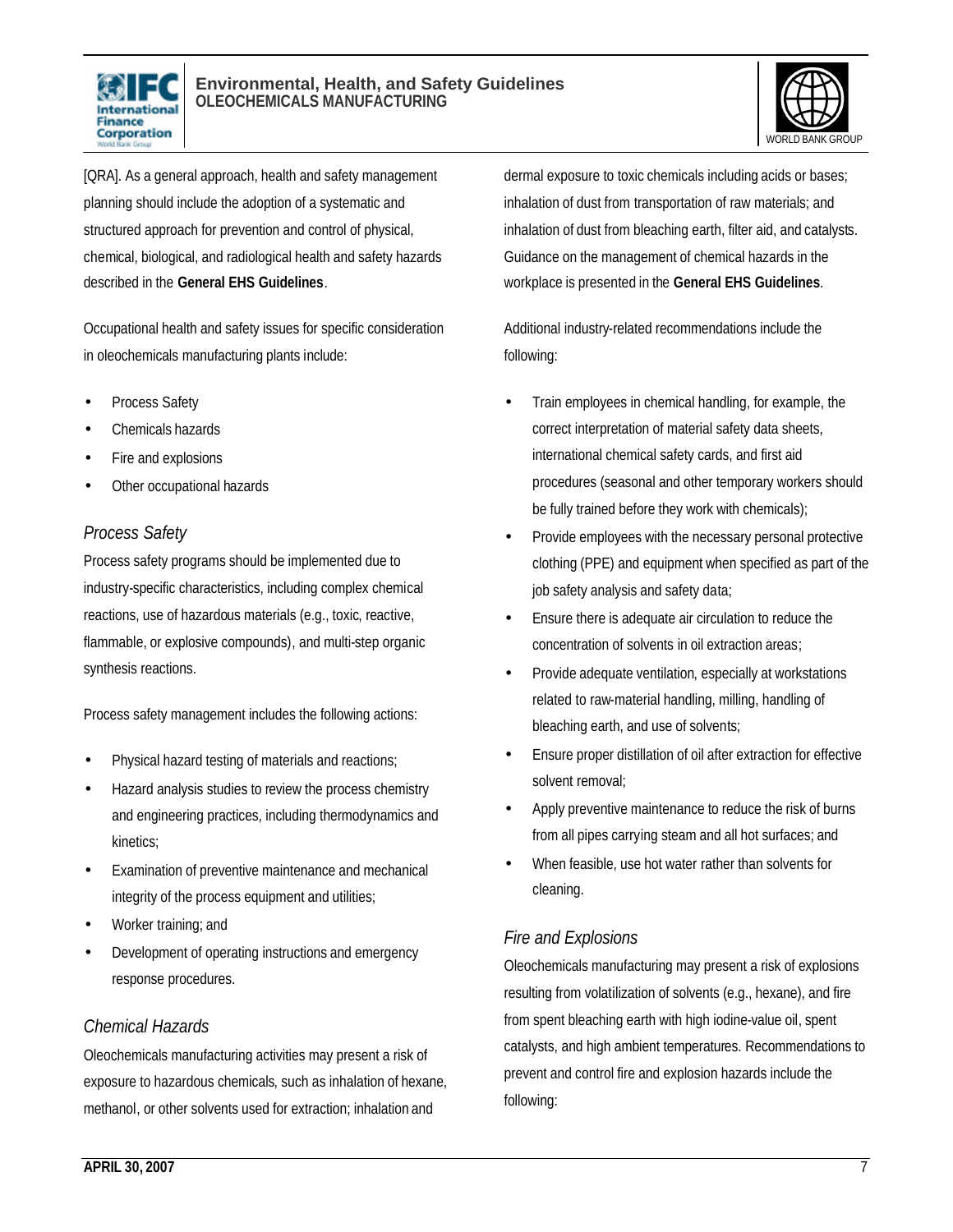[QRA]. As a general approach, health and safety management planning should include the adoption of a systematic and structured approach for prevention and control of physical, chemical, biological, and radiological health and safety hazards described in the **General EHS Guidelines**.

Occupational health and safety issues for specific consideration in oleochemicals manufacturing plants include:

- Process Safety
- Chemicals hazards
- Fire and explosions
- Other occupational hazards

### *Process Safety*

Process safety programs should be implemented due to industry-specific characteristics, including complex chemical reactions, use of hazardous materials (e.g., toxic, reactive, flammable, or explosive compounds), and multi-step organic synthesis reactions.

Process safety management includes the following actions:

- Physical hazard testing of materials and reactions;
- Hazard analysis studies to review the process chemistry and engineering practices, including thermodynamics and kinetics;
- Examination of preventive maintenance and mechanical integrity of the process equipment and utilities;
- Worker training; and
- Development of operating instructions and emergency response procedures.

### *Chemical Hazards*

Oleochemicals manufacturing activities may present a risk of exposure to hazardous chemicals, such as inhalation of hexane, methanol, or other solvents used for extraction; inhalation and dermal exposure to toxic chemicals including acids or bases; inhalation of dust from transportation of raw materials; and inhalation of dust from bleaching earth, filter aid, and catalysts. Guidance on the management of chemical hazards in the workplace is presented in the **General EHS Guidelines**.

Additional industry-related recommendations include the following:

- Train employees in chemical handling, for example, the correct interpretation of material safety data sheets, international chemical safety cards, and first aid procedures (seasonal and other temporary workers should be fully trained before they work with chemicals);
- Provide employees with the necessary personal protective clothing (PPE) and equipment when specified as part of the job safety analysis and safety data;
- Ensure there is adequate air circulation to reduce the concentration of solvents in oil extraction areas;
- Provide adequate ventilation, especially at workstations related to raw-material handling, milling, handling of bleaching earth, and use of solvents;
- Ensure proper distillation of oil after extraction for effective solvent removal;
- Apply preventive maintenance to reduce the risk of burns from all pipes carrying steam and all hot surfaces; and
- When feasible, use hot water rather than solvents for cleaning.

### *Fire and Explosions*

Oleochemicals manufacturing may present a risk of explosions resulting from volatilization of solvents (e.g., hexane), and fire from spent bleaching earth with high iodine-value oil, spent catalysts, and high ambient temperatures. Recommendations to prevent and control fire and explosion hazards include the following: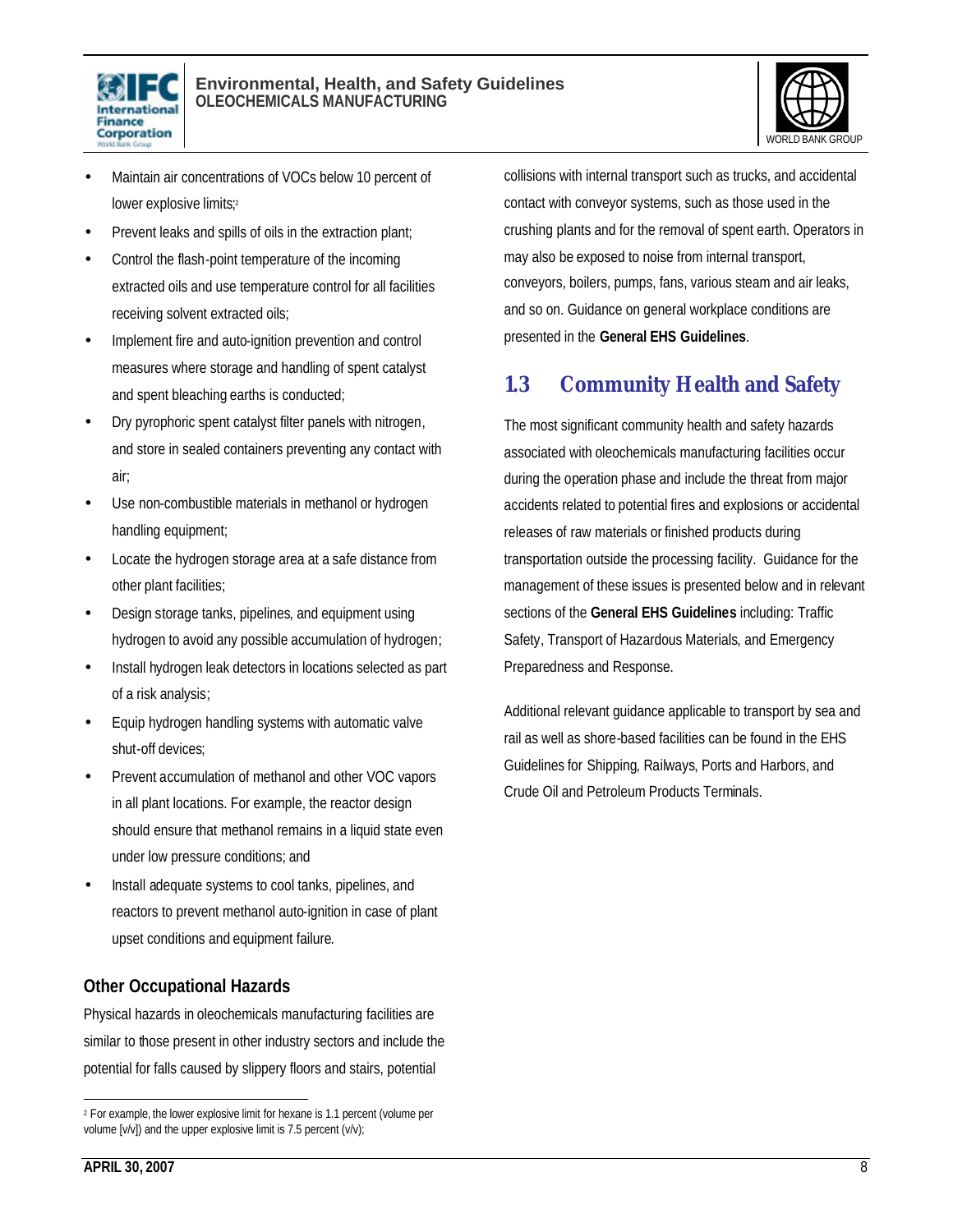- Maintain air concentrations of VOCs below 10 percent of lower explosive limits;[2]
- Prevent leaks and spills of oils in the extraction plant;
- Control the flash-point temperature of the incoming extracted oils and use temperature control for all facilities receiving solvent extracted oils;
- Implement fire and auto-ignition prevention and control measures where storage and handling of spent catalyst and spent bleaching earths is conducted;
- Dry pyrophoric spent catalyst filter panels with nitrogen, and store in sealed containers preventing any contact with air;
- Use non-combustible materials in methanol or hydrogen handling equipment;
- Locate the hydrogen storage area at a safe distance from other plant facilities;
- Design storage tanks, pipelines, and equipment using hydrogen to avoid any possible accumulation of hydrogen;
- Install hydrogen leak detectors in locations selected as part of a risk analysis;
- Equip hydrogen handling systems with automatic valve shut-off devices;
- Prevent accumulation of methanol and other VOC vapors in all plant locations. For example, the reactor design should ensure that methanol remains in a liquid state even under low pressure conditions; and
- Install adequate systems to cool tanks, pipelines, and reactors to prevent methanol auto-ignition in case of plant upset conditions and equipment failure.

### Other Occupational Hazards

Physical hazards in oleochemicals manufacturing facilities are similar to those present in other industry sectors and include the potential for falls caused by slippery floors and stairs, potential collisions with internal transport such as trucks, and accidental contact with conveyor systems, such as those used in the crushing plants and for the removal of spent earth. Operators in may also be exposed to noise from internal transport, conveyors, boilers, pumps, fans, various steam and air leaks, and so on. Guidance on general workplace conditions are presented in the **General EHS Guidelines**.

## 1.3 Community Health and Safety

The most significant community health and safety hazards associated with oleochemicals manufacturing facilities occur during the operation phase and include the threat from major accidents related to potential fires and explosions or accidental releases of raw materials or finished products during transportation outside the processing facility. Guidance for the management of these issues is presented below and in relevant sections of the **General EHS Guidelines** including: Traffic Safety, Transport of Hazardous Materials, and Emergency Preparedness and Response.

Additional relevant guidance applicable to transport by sea and rail as well as shore-based facilities can be found in the EHS Guidelines for Shipping, Railways, Ports and Harbors, and Crude Oil and Petroleum Products Terminals.

---

[2] For example, the lower explosive limit for hexane is 1.1 percent (volume per volume [v/v]) and the upper explosive limit is 7.5 percent (v/v);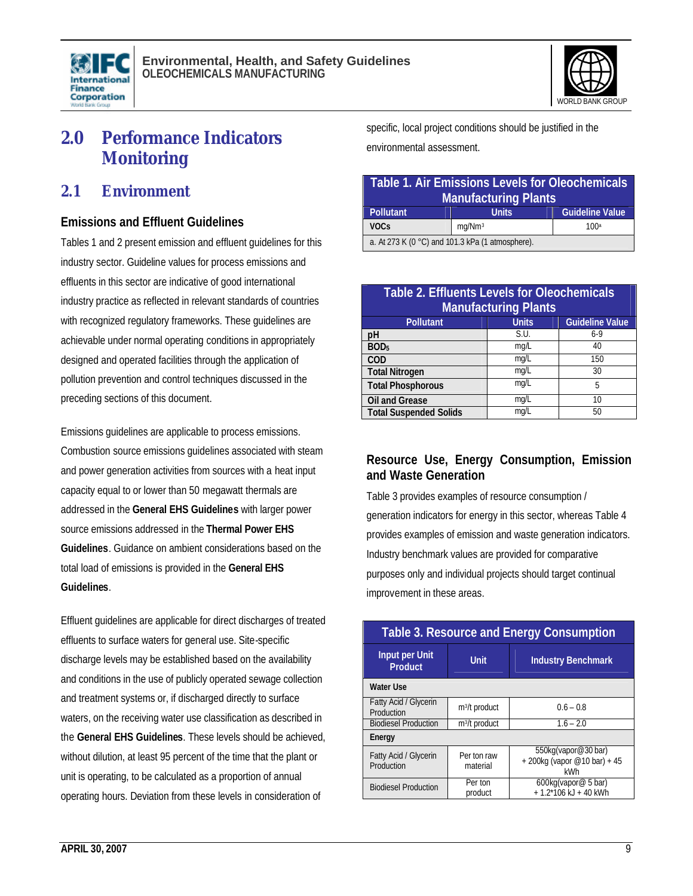# 2.0 Performance Indicators Monitoring

## 2.1 Environment

### Emissions and Effluent Guidelines

Tables 1 and 2 present emission and effluent guidelines for this industry sector. Guideline values for process emissions and effluents in this sector are indicative of good international industry practice as reflected in relevant standards of countries with recognized regulatory frameworks. These guidelines are achievable under normal operating conditions in appropriately designed and operated facilities through the application of pollution prevention and control techniques discussed in the preceding sections of this document.

Emissions guidelines are applicable to process emissions. Combustion source emissions guidelines associated with steam and power generation activities from sources with a heat input capacity equal to or lower than 50 megawatt thermals are addressed in the **General EHS Guidelines** with larger power source emissions addressed in the **Thermal Power EHS Guidelines**. Guidance on ambient considerations based on the total load of emissions is provided in the **General EHS Guidelines**.

Effluent guidelines are applicable for direct discharges of treated effluents to surface waters for general use. Site-specific discharge levels may be established based on the availability and conditions in the use of publicly operated sewage collection and treatment systems or, if discharged directly to surface waters, on the receiving water use classification as described in the **General EHS Guidelines**. These levels should be achieved, without dilution, at least 95 percent of the time that the plant or unit is operating, to be calculated as a proportion of annual operating hours. Deviation from these levels in consideration of specific, local project conditions should be justified in the environmental assessment.

**Table 1. Air Emissions Levels for Oleochemicals Manufacturing Plants**

| Pollutant | Units | Guideline Value |
| --- | --- | --- |
| VOCs | $mg/Nm^3$ | 100[a] |

a. At 273 K (0 °C) and 101.3 kPa (1 atmosphere).

**Table 2. Effluents Levels for Oleochemicals Manufacturing Plants**

| Pollutant | Units | Guideline Value |
| --- | --- | --- |
| pH | S.U. | 6-9 |
| $BOD_5$ | mg/L | 40 |
| COD | mg/L | 150 |
| Total Nitrogen | mg/L | 30 |
| Total Phosphorous | mg/L | 5 |
| Oil and Grease | mg/L | 10 |
| Total Suspended Solids | mg/L | 50 |

### Resource Use, Energy Consumption, Emission and Waste Generation

Table 3 provides examples of resource consumption / generation indicators for energy in this sector, whereas Table 4 provides examples of emission and waste generation indicators. Industry benchmark values are provided for comparative purposes only and individual projects should target continual improvement in these areas.

**Table 3. Resource and Energy Consumption**

| Input per Unit Product | Unit | Industry Benchmark |
| --- | --- | --- |
| **Water Use** | | |
| Fatty Acid / Glycerin Production | $m^3/t$ product | 0.6 – 0.8 |
| Biodiesel Production | $m^3/t$ product | 1.6 – 2.0 |
| **Energy** | | |
| Fatty Acid / Glycerin Production | Per ton raw material | 550kg(vapor@30 bar) + 200kg (vapor @10 bar) + 45 kWh |
| Biodiesel Production | Per ton product | 600kg(vapor@ 5 bar) + 1.2*106 kJ + 40 kWh |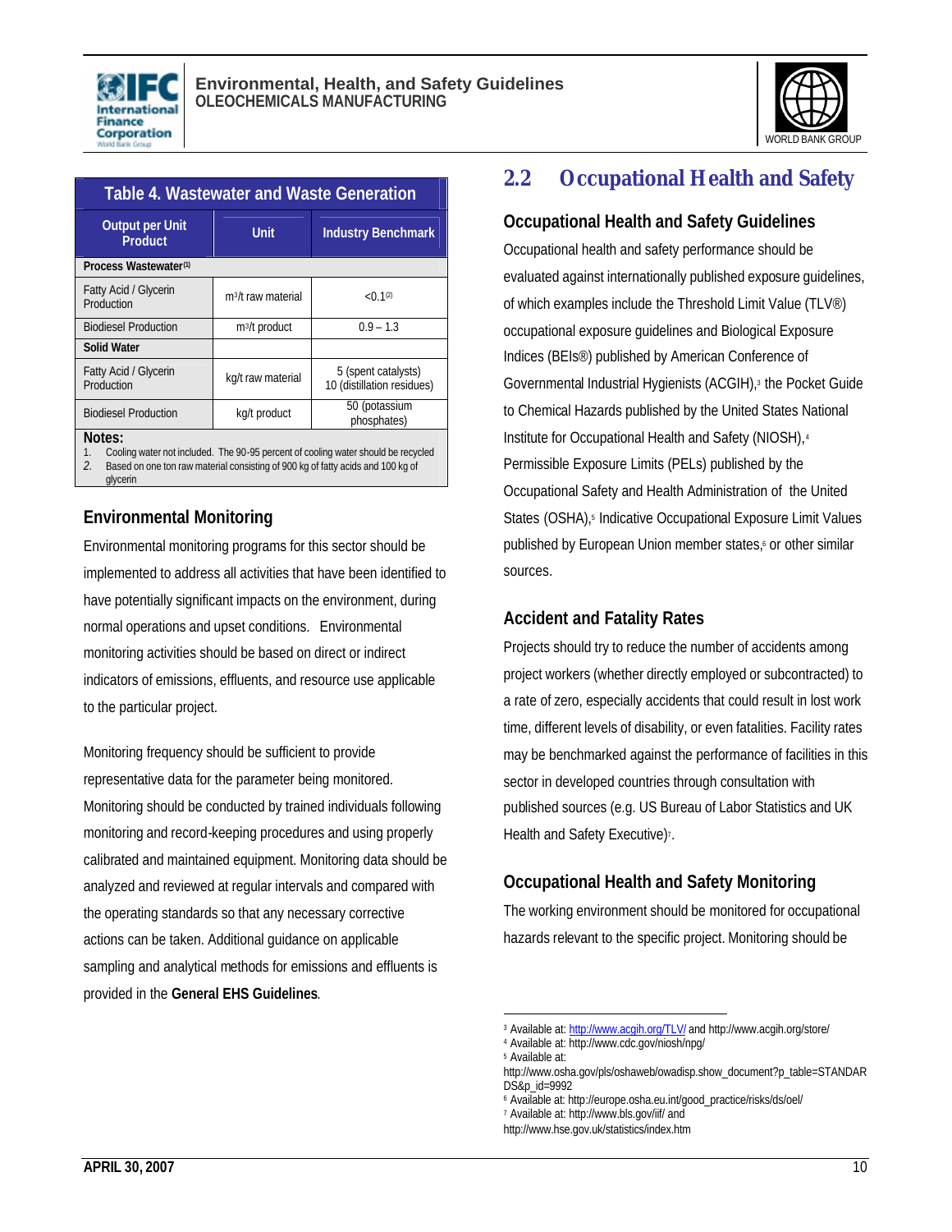**Table 4. Wastewater and Waste Generation**

| Output per Unit Product | Unit | Industry Benchmark |
|---|---|---|
| **Process Wastewater**[(1)] | | |
| Fatty Acid / Glycerin Production | $m^3$/t raw material | <0.1[(2)] |
| Biodiesel Production | $m^3$/t product | 0.9 – 1.3 |
| **Solid Water** | | |
| Fatty Acid / Glycerin Production | kg/t raw material | 5 (spent catalysts) 10 (distillation residues) |
| Biodiesel Production | kg/t product | 50 (potassium phosphates) |

**Notes:**

1. Cooling water not included. The 90-95 percent of cooling water should be recycled
2. Based on one ton raw material consisting of 900 kg of fatty acids and 100 kg of glycerin

### Environmental Monitoring

Environmental monitoring programs for this sector should be implemented to address all activities that have been identified to have potentially significant impacts on the environment, during normal operations and upset conditions. Environmental monitoring activities should be based on direct or indirect indicators of emissions, effluents, and resource use applicable to the particular project.

Monitoring frequency should be sufficient to provide representative data for the parameter being monitored. Monitoring should be conducted by trained individuals following monitoring and record-keeping procedures and using properly calibrated and maintained equipment. Monitoring data should be analyzed and reviewed at regular intervals and compared with the operating standards so that any necessary corrective actions can be taken. Additional guidance on applicable sampling and analytical methods for emissions and effluents is provided in the **General EHS Guidelines**.

## 2.2 Occupational Health and Safety

### Occupational Health and Safety Guidelines

Occupational health and safety performance should be evaluated against internationally published exposure guidelines, of which examples include the Threshold Limit Value (TLV®) occupational exposure guidelines and Biological Exposure Indices (BEIs®) published by American Conference of Governmental Industrial Hygienists (ACGIH),[3] the Pocket Guide to Chemical Hazards published by the United States National Institute for Occupational Health and Safety (NIOSH),[4] Permissible Exposure Limits (PELs) published by the Occupational Safety and Health Administration of the United States (OSHA),[5] Indicative Occupational Exposure Limit Values published by European Union member states,[6] or other similar sources.

### Accident and Fatality Rates

Projects should try to reduce the number of accidents among project workers (whether directly employed or subcontracted) to a rate of zero, especially accidents that could result in lost work time, different levels of disability, or even fatalities. Facility rates may be benchmarked against the performance of facilities in this sector in developed countries through consultation with published sources (e.g. US Bureau of Labor Statistics and UK Health and Safety Executive)[7].

### Occupational Health and Safety Monitoring

The working environment should be monitored for occupational hazards relevant to the specific project. Monitoring should be

---

[3] Available at: http://www.acgih.org/TLV/ and http://www.acgih.org/store/
[4] Available at: http://www.cdc.gov/niosh/npg/
[5] Available at: http://www.osha.gov/pls/oshaweb/owadisp.show_document?p_table=STANDARDS&p_id=9992
[6] Available at: http://europe.osha.eu.int/good_practice/risks/ds/oel/
[7] Available at: http://www.bls.gov/iif/ and http://www.hse.gov.uk/statistics/index.htm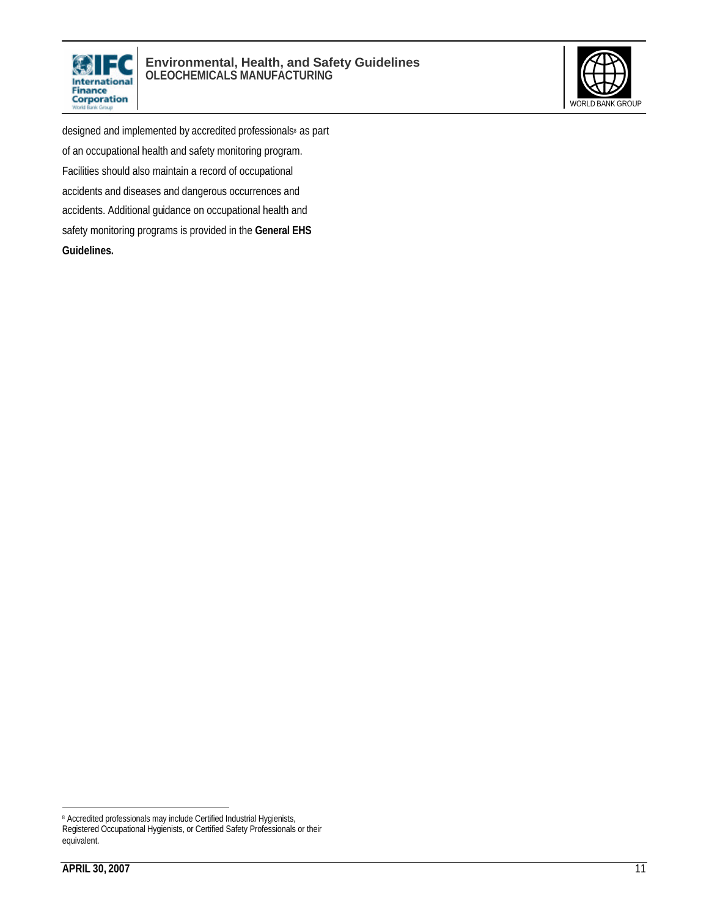designed and implemented by accredited professionals[8] as part of an occupational health and safety monitoring program. Facilities should also maintain a record of occupational accidents and diseases and dangerous occurrences and accidents. Additional guidance on occupational health and safety monitoring programs is provided in the **General EHS Guidelines.**

---

[8] Accredited professionals may include Certified Industrial Hygienists, Registered Occupational Hygienists, or Certified Safety Professionals or their equivalent.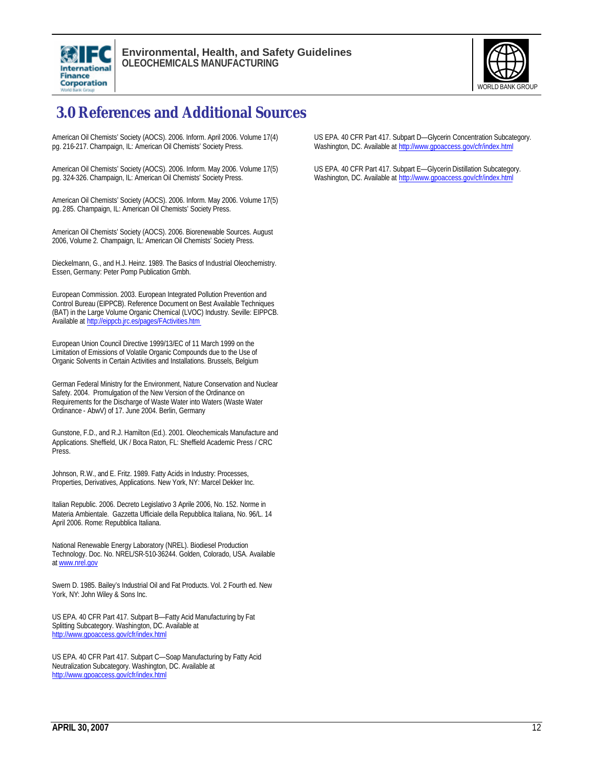# 3.0 References and Additional Sources

American Oil Chemists' Society (AOCS). 2006. Inform. April 2006. Volume 17(4) pg. 216-217. Champaign, IL: American Oil Chemists' Society Press.

American Oil Chemists' Society (AOCS). 2006. Inform. May 2006. Volume 17(5) pg. 324-326. Champaign, IL: American Oil Chemists' Society Press.

American Oil Chemists' Society (AOCS). 2006. Inform. May 2006. Volume 17(5) pg. 285. Champaign, IL: American Oil Chemists' Society Press.

American Oil Chemists' Society (AOCS). 2006. Biorenewable Sources. August 2006, Volume 2. Champaign, IL: American Oil Chemists' Society Press.

Dieckelmann, G., and H.J. Heinz. 1989. The Basics of Industrial Oleochemistry. Essen, Germany: Peter Pomp Publication Gmbh.

European Commission. 2003. European Integrated Pollution Prevention and Control Bureau (EIPPCB). Reference Document on Best Available Techniques (BAT) in the Large Volume Organic Chemical (LVOC) Industry. Seville: EIPPCB. Available at http://eippcb.jrc.es/pages/FActivities.htm

European Union Council Directive 1999/13/EC of 11 March 1999 on the Limitation of Emissions of Volatile Organic Compounds due to the Use of Organic Solvents in Certain Activities and Installations. Brussels, Belgium

German Federal Ministry for the Environment, Nature Conservation and Nuclear Safety. 2004. Promulgation of the New Version of the Ordinance on Requirements for the Discharge of Waste Water into Waters (Waste Water Ordinance - AbwV) of 17. June 2004. Berlin, Germany

Gunstone, F.D., and R.J. Hamilton (Ed.). 2001. Oleochemicals Manufacture and Applications. Sheffield, UK / Boca Raton, FL: Sheffield Academic Press / CRC Press.

Johnson, R.W., and E. Fritz. 1989. Fatty Acids in Industry: Processes, Properties, Derivatives, Applications. New York, NY: Marcel Dekker Inc.

Italian Republic. 2006. Decreto Legislativo 3 Aprile 2006, No. 152. Norme in Materia Ambientale. Gazzetta Ufficiale della Repubblica Italiana, No. 96/L. 14 April 2006. Rome: Repubblica Italiana.

National Renewable Energy Laboratory (NREL). Biodiesel Production Technology. Doc. No. NREL/SR-510-36244. Golden, Colorado, USA. Available at www.nrel.gov

Swern D. 1985. Bailey's Industrial Oil and Fat Products. Vol. 2 Fourth ed. New York, NY: John Wiley & Sons Inc.

US EPA. 40 CFR Part 417. Subpart B—Fatty Acid Manufacturing by Fat Splitting Subcategory. Washington, DC. Available at http://www.gpoaccess.gov/cfr/index.html

US EPA. 40 CFR Part 417. Subpart C—Soap Manufacturing by Fatty Acid Neutralization Subcategory. Washington, DC. Available at http://www.gpoaccess.gov/cfr/index.html

US EPA. 40 CFR Part 417. Subpart D—Glycerin Concentration Subcategory. Washington, DC. Available at http://www.gpoaccess.gov/cfr/index.html

US EPA. 40 CFR Part 417. Subpart E—Glycerin Distillation Subcategory. Washington, DC. Available at http://www.gpoaccess.gov/cfr/index.html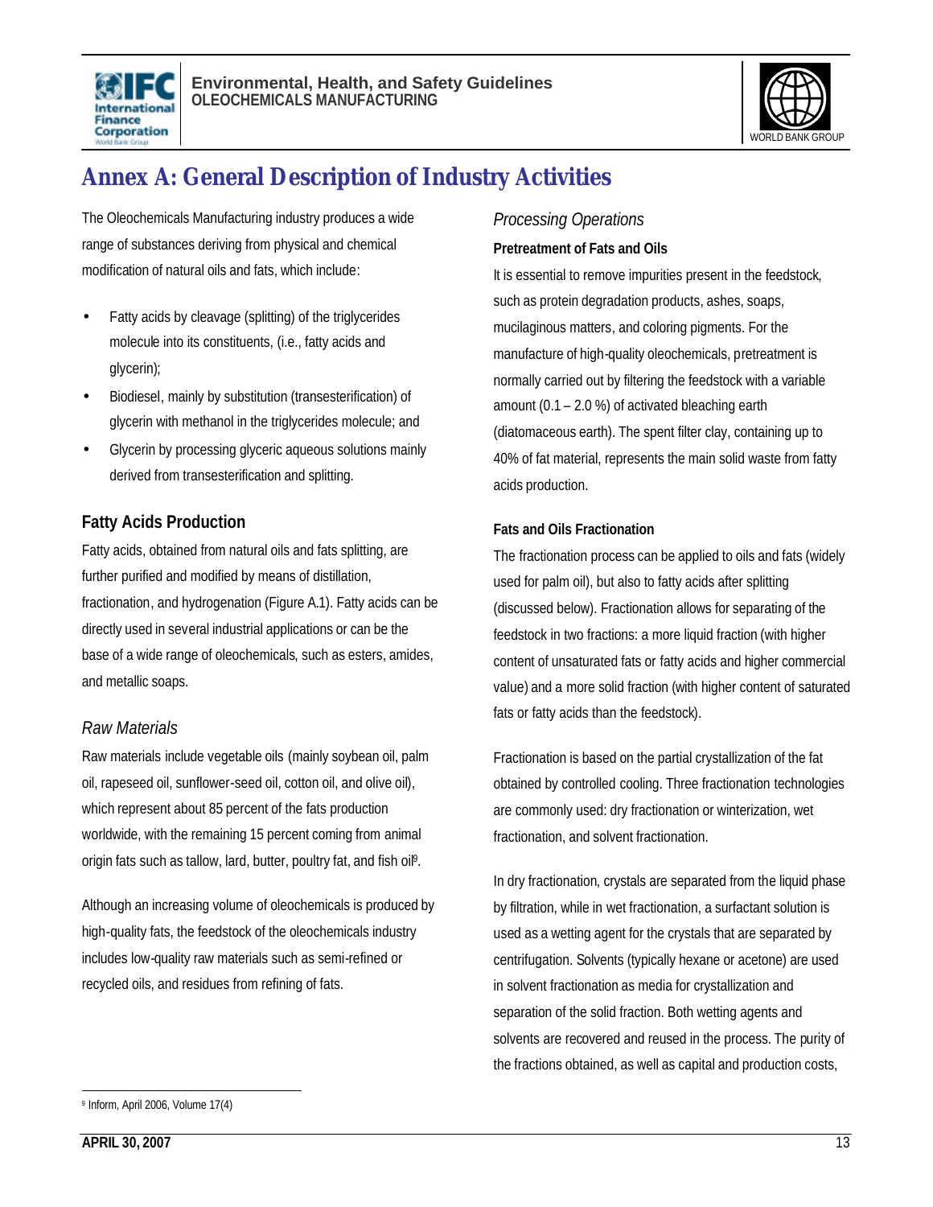# Annex A: General Description of Industry Activities

The Oleochemicals Manufacturing industry produces a wide range of substances deriving from physical and chemical modification of natural oils and fats, which include:

- Fatty acids by cleavage (splitting) of the triglycerides molecule into its constituents, (i.e., fatty acids and glycerin);
- Biodiesel, mainly by substitution (transesterification) of glycerin with methanol in the triglycerides molecule; and
- Glycerin by processing glyceric aqueous solutions mainly derived from transesterification and splitting.

## Fatty Acids Production

Fatty acids, obtained from natural oils and fats splitting, are further purified and modified by means of distillation, fractionation, and hydrogenation (Figure A.1). Fatty acids can be directly used in several industrial applications or can be the base of a wide range of oleochemicals, such as esters, amides, and metallic soaps.

### *Raw Materials*

Raw materials include vegetable oils (mainly soybean oil, palm oil, rapeseed oil, sunflower-seed oil, cotton oil, and olive oil), which represent about 85 percent of the fats production worldwide, with the remaining 15 percent coming from animal origin fats such as tallow, lard, butter, poultry fat, and fish oil[9].

Although an increasing volume of oleochemicals is produced by high-quality fats, the feedstock of the oleochemicals industry includes low-quality raw materials such as semi-refined or recycled oils, and residues from refining of fats.

### *Processing Operations*

#### Pretreatment of Fats and Oils

It is essential to remove impurities present in the feedstock, such as protein degradation products, ashes, soaps, mucilaginous matters, and coloring pigments. For the manufacture of high-quality oleochemicals, pretreatment is normally carried out by filtering the feedstock with a variable amount (0.1 – 2.0 %) of activated bleaching earth (diatomaceous earth). The spent filter clay, containing up to 40% of fat material, represents the main solid waste from fatty acids production.

#### Fats and Oils Fractionation

The fractionation process can be applied to oils and fats (widely used for palm oil), but also to fatty acids after splitting (discussed below). Fractionation allows for separating of the feedstock in two fractions: a more liquid fraction (with higher content of unsaturated fats or fatty acids and higher commercial value) and a more solid fraction (with higher content of saturated fats or fatty acids than the feedstock).

Fractionation is based on the partial crystallization of the fat obtained by controlled cooling. Three fractionation technologies are commonly used: dry fractionation or winterization, wet fractionation, and solvent fractionation.

In dry fractionation, crystals are separated from the liquid phase by filtration, while in wet fractionation, a surfactant solution is used as a wetting agent for the crystals that are separated by centrifugation. Solvents (typically hexane or acetone) are used in solvent fractionation as media for crystallization and separation of the solid fraction. Both wetting agents and solvents are recovered and reused in the process. The purity of the fractions obtained, as well as capital and production costs,

---

[9] Inform, April 2006, Volume 17(4)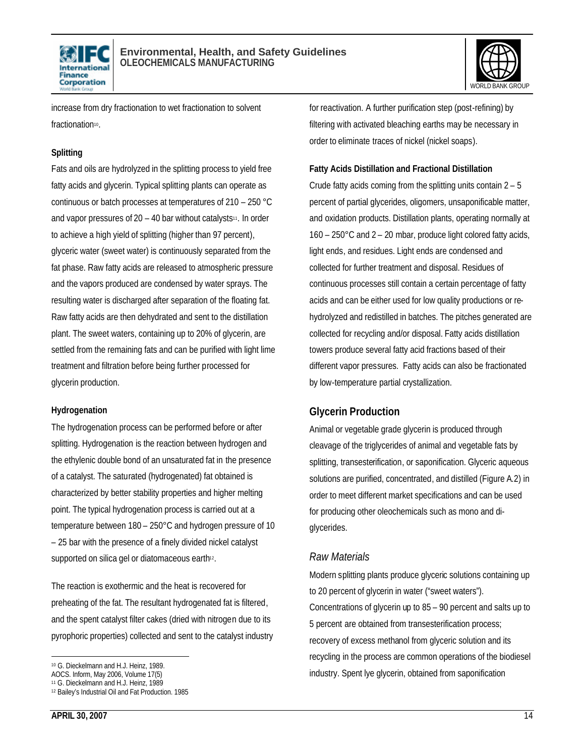increase from dry fractionation to wet fractionation to solvent fractionation[10].

**Splitting**

Fats and oils are hydrolyzed in the splitting process to yield free fatty acids and glycerin. Typical splitting plants can operate as continuous or batch processes at temperatures of 210 – 250 °C and vapor pressures of 20 – 40 bar without catalysts[11]. In order to achieve a high yield of splitting (higher than 97 percent), glyceric water (sweet water) is continuously separated from the fat phase. Raw fatty acids are released to atmospheric pressure and the vapors produced are condensed by water sprays. The resulting water is discharged after separation of the floating fat. Raw fatty acids are then dehydrated and sent to the distillation plant. The sweet waters, containing up to 20% of glycerin, are settled from the remaining fats and can be purified with light lime treatment and filtration before being further processed for glycerin production.

**Hydrogenation**

The hydrogenation process can be performed before or after splitting. Hydrogenation is the reaction between hydrogen and the ethylenic double bond of an unsaturated fat in the presence of a catalyst. The saturated (hydrogenated) fat obtained is characterized by better stability properties and higher melting point. The typical hydrogenation process is carried out at a temperature between 180 – 250°C and hydrogen pressure of 10 – 25 bar with the presence of a finely divided nickel catalyst supported on silica gel or diatomaceous earth[12].

The reaction is exothermic and the heat is recovered for preheating of the fat. The resultant hydrogenated fat is filtered, and the spent catalyst filter cakes (dried with nitrogen due to its pyrophoric properties) collected and sent to the catalyst industry for reactivation. A further purification step (post-refining) by filtering with activated bleaching earths may be necessary in order to eliminate traces of nickel (nickel soaps).

**Fatty Acids Distillation and Fractional Distillation**

Crude fatty acids coming from the splitting units contain 2 – 5 percent of partial glycerides, oligomers, unsaponifiable matter, and oxidation products. Distillation plants, operating normally at 160 – 250°C and 2 – 20 mbar, produce light colored fatty acids, light ends, and residues. Light ends are condensed and collected for further treatment and disposal. Residues of continuous processes still contain a certain percentage of fatty acids and can be either used for low quality productions or re-hydrolyzed and redistilled in batches. The pitches generated are collected for recycling and/or disposal. Fatty acids distillation towers produce several fatty acid fractions based of their different vapor pressures. Fatty acids can also be fractionated by low-temperature partial crystallization.

## Glycerin Production

Animal or vegetable grade glycerin is produced through cleavage of the triglycerides of animal and vegetable fats by splitting, transesterification, or saponification. Glyceric aqueous solutions are purified, concentrated, and distilled (Figure A.2) in order to meet different market specifications and can be used for producing other oleochemicals such as mono and di-glycerides.

### *Raw Materials*

Modern splitting plants produce glyceric solutions containing up to 20 percent of glycerin in water ("sweet waters"). Concentrations of glycerin up to 85 – 90 percent and salts up to 5 percent are obtained from transesterification process; recovery of excess methanol from glyceric solution and its recycling in the process are common operations of the biodiesel industry. Spent lye glycerin, obtained from saponification

---

[10] G. Dieckelmann and H.J. Heinz, 1989.
AOCS. Inform, May 2006, Volume 17(5)
[11] G. Dieckelmann and H.J. Heinz, 1989
[12] Bailey's Industrial Oil and Fat Production. 1985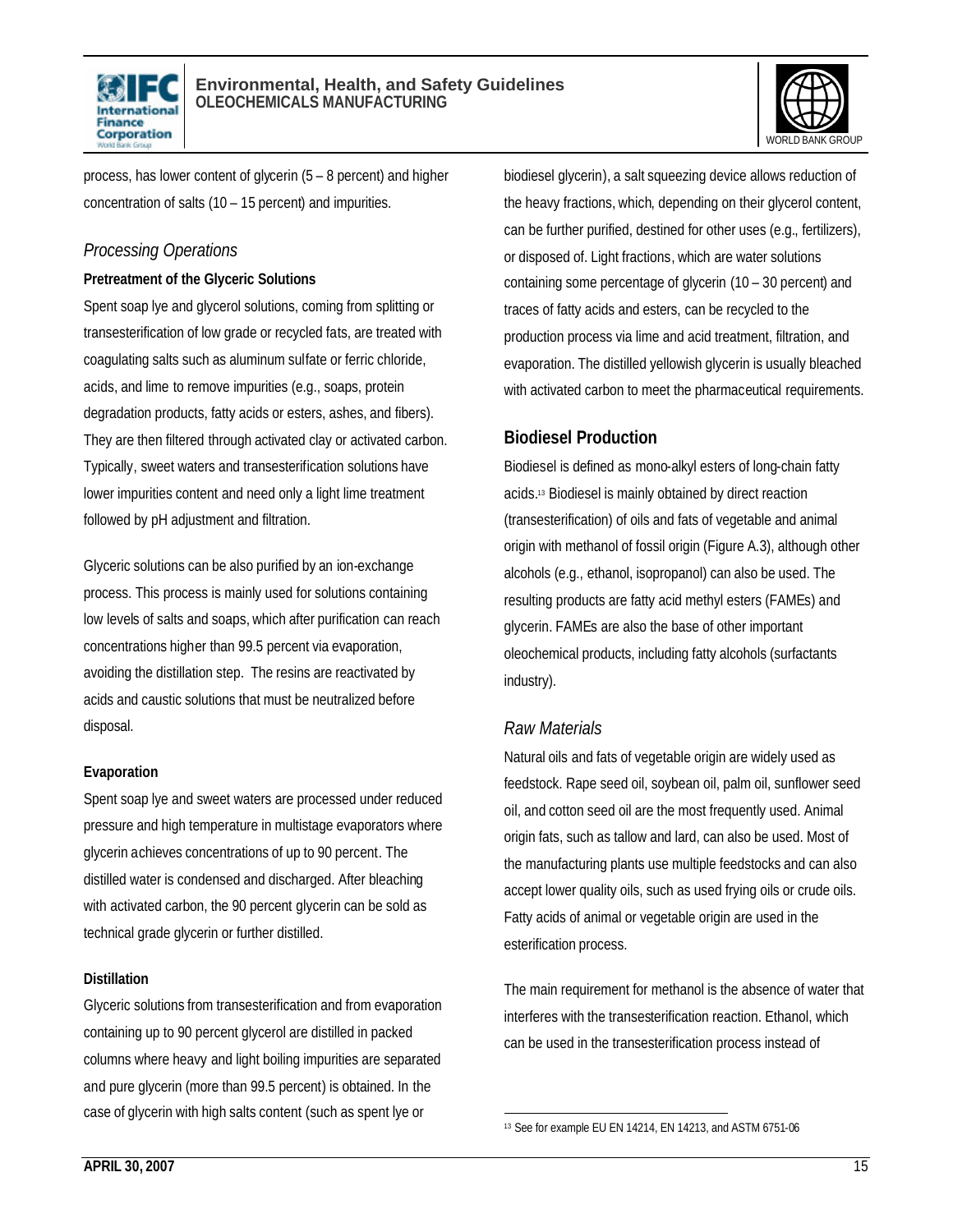process, has lower content of glycerin (5 – 8 percent) and higher concentration of salts (10 – 15 percent) and impurities.

### *Processing Operations*

**Pretreatment of the Glyceric Solutions**

Spent soap lye and glycerol solutions, coming from splitting or transesterification of low grade or recycled fats, are treated with coagulating salts such as aluminum sulfate or ferric chloride, acids, and lime to remove impurities (e.g., soaps, protein degradation products, fatty acids or esters, ashes, and fibers). They are then filtered through activated clay or activated carbon. Typically, sweet waters and transesterification solutions have lower impurities content and need only a light lime treatment followed by pH adjustment and filtration.

Glyceric solutions can be also purified by an ion-exchange process. This process is mainly used for solutions containing low levels of salts and soaps, which after purification can reach concentrations higher than 99.5 percent via evaporation, avoiding the distillation step. The resins are reactivated by acids and caustic solutions that must be neutralized before disposal.

**Evaporation**

Spent soap lye and sweet waters are processed under reduced pressure and high temperature in multistage evaporators where glycerin achieves concentrations of up to 90 percent. The distilled water is condensed and discharged. After bleaching with activated carbon, the 90 percent glycerin can be sold as technical grade glycerin or further distilled.

**Distillation**

Glyceric solutions from transesterification and from evaporation containing up to 90 percent glycerol are distilled in packed columns where heavy and light boiling impurities are separated and pure glycerin (more than 99.5 percent) is obtained. In the case of glycerin with high salts content (such as spent lye or biodiesel glycerin), a salt squeezing device allows reduction of the heavy fractions, which, depending on their glycerol content, can be further purified, destined for other uses (e.g., fertilizers), or disposed of. Light fractions, which are water solutions containing some percentage of glycerin (10 – 30 percent) and traces of fatty acids and esters, can be recycled to the production process via lime and acid treatment, filtration, and evaporation. The distilled yellowish glycerin is usually bleached with activated carbon to meet the pharmaceutical requirements.

## Biodiesel Production

Biodiesel is defined as mono-alkyl esters of long-chain fatty acids.[13] Biodiesel is mainly obtained by direct reaction (transesterification) of oils and fats of vegetable and animal origin with methanol of fossil origin (Figure A.3), although other alcohols (e.g., ethanol, isopropanol) can also be used. The resulting products are fatty acid methyl esters (FAMEs) and glycerin. FAMEs are also the base of other important oleochemical products, including fatty alcohols (surfactants industry).

### *Raw Materials*

Natural oils and fats of vegetable origin are widely used as feedstock. Rape seed oil, soybean oil, palm oil, sunflower seed oil, and cotton seed oil are the most frequently used. Animal origin fats, such as tallow and lard, can also be used. Most of the manufacturing plants use multiple feedstocks and can also accept lower quality oils, such as used frying oils or crude oils. Fatty acids of animal or vegetable origin are used in the esterification process.

The main requirement for methanol is the absence of water that interferes with the transesterification reaction. Ethanol, which can be used in the transesterification process instead of

[13] See for example EU EN 14214, EN 14213, and ASTM 6751-06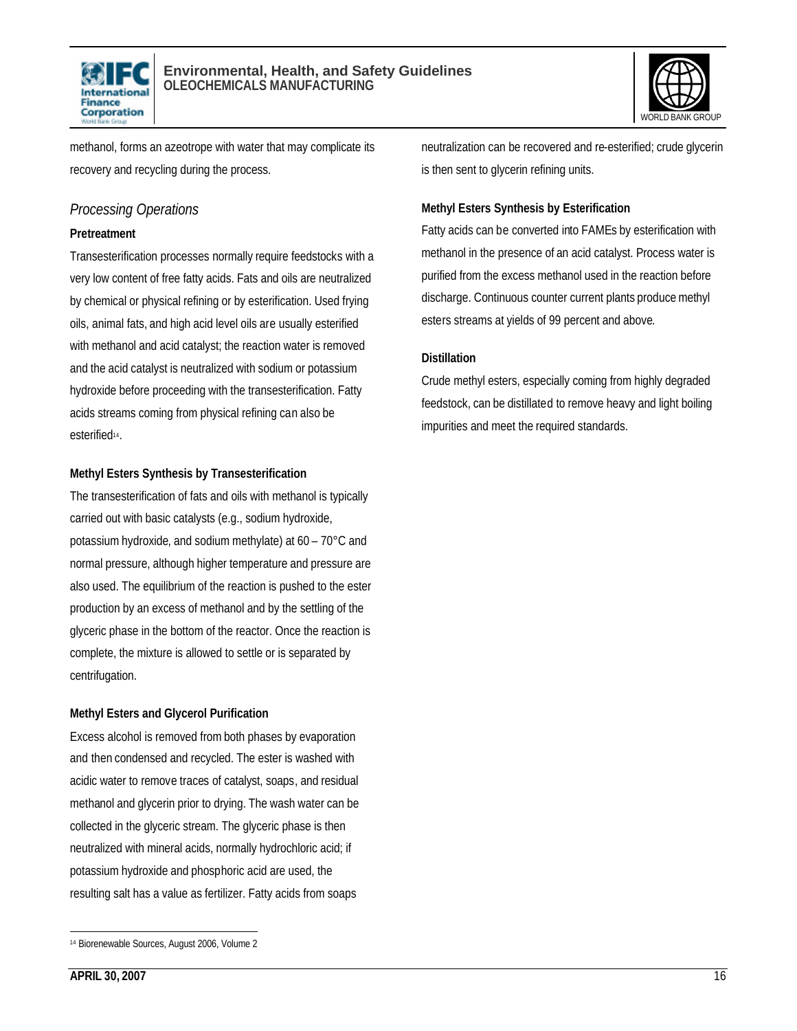methanol, forms an azeotrope with water that may complicate its recovery and recycling during the process.

### *Processing Operations*

**Pretreatment**

Transesterification processes normally require feedstocks with a very low content of free fatty acids. Fats and oils are neutralized by chemical or physical refining or by esterification. Used frying oils, animal fats, and high acid level oils are usually esterified with methanol and acid catalyst; the reaction water is removed and the acid catalyst is neutralized with sodium or potassium hydroxide before proceeding with the transesterification. Fatty acids streams coming from physical refining can also be esterified[14].

**Methyl Esters Synthesis by Transesterification**

The transesterification of fats and oils with methanol is typically carried out with basic catalysts (e.g., sodium hydroxide, potassium hydroxide, and sodium methylate) at 60 – 70°C and normal pressure, although higher temperature and pressure are also used. The equilibrium of the reaction is pushed to the ester production by an excess of methanol and by the settling of the glyceric phase in the bottom of the reactor. Once the reaction is complete, the mixture is allowed to settle or is separated by centrifugation.

**Methyl Esters and Glycerol Purification**

Excess alcohol is removed from both phases by evaporation and then condensed and recycled. The ester is washed with acidic water to remove traces of catalyst, soaps, and residual methanol and glycerin prior to drying. The wash water can be collected in the glyceric stream. The glyceric phase is then neutralized with mineral acids, normally hydrochloric acid; if potassium hydroxide and phosphoric acid are used, the resulting salt has a value as fertilizer. Fatty acids from soaps neutralization can be recovered and re-esterified; crude glycerin is then sent to glycerin refining units.

**Methyl Esters Synthesis by Esterification**

Fatty acids can be converted into FAMEs by esterification with methanol in the presence of an acid catalyst. Process water is purified from the excess methanol used in the reaction before discharge. Continuous counter current plants produce methyl esters streams at yields of 99 percent and above.

**Distillation**

Crude methyl esters, especially coming from highly degraded feedstock, can be distillated to remove heavy and light boiling impurities and meet the required standards.

---

[14] Biorenewable Sources, August 2006, Volume 2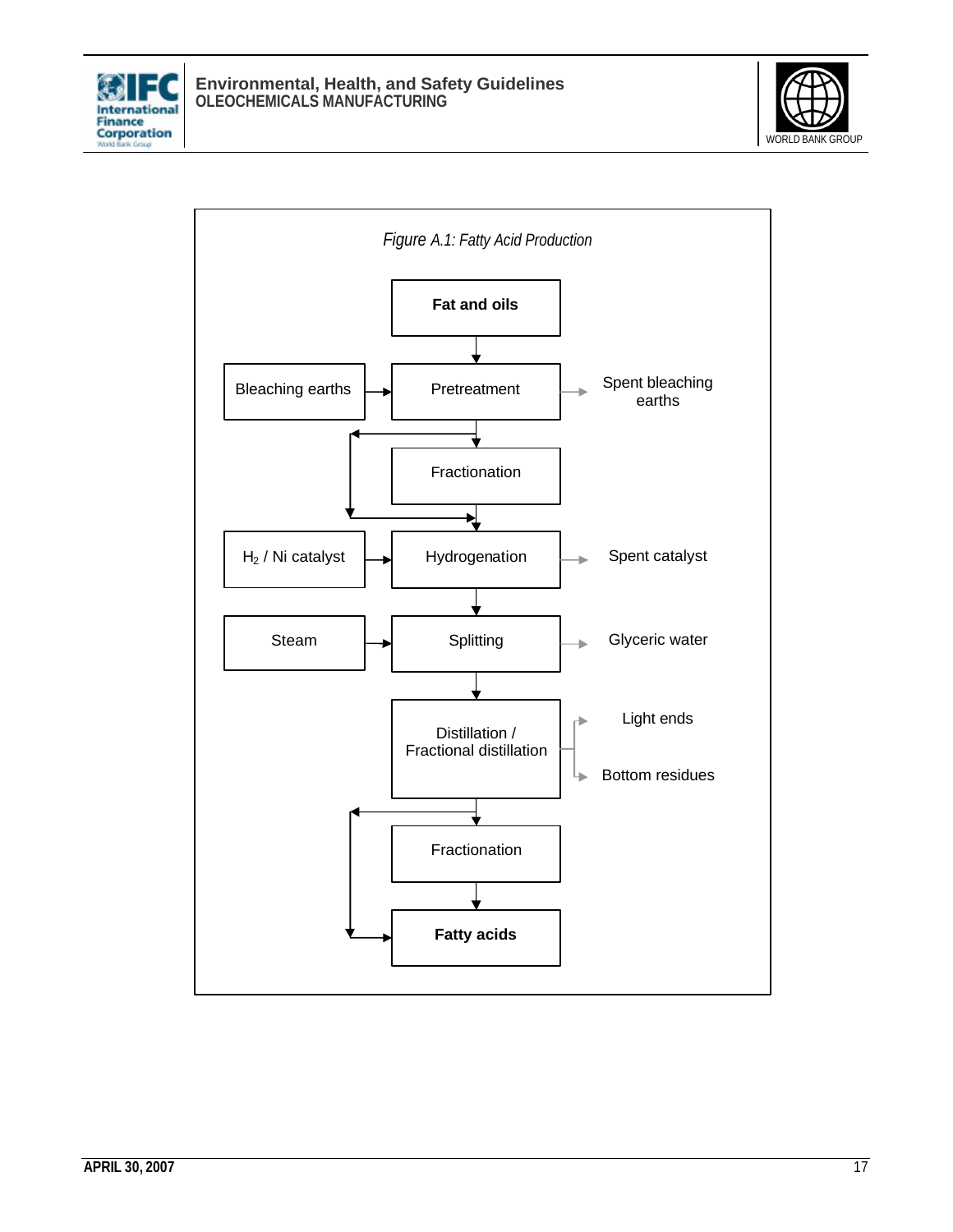*Figure A.1: Fatty Acid Production*

Fat and oils

Bleaching earths → Pretreatment → Spent bleaching earths

Fractionation

$H_2$ / Ni catalyst → Hydrogenation → Spent catalyst

Steam → Splitting → Glyceric water

Distillation / Fractional distillation → Light ends, Bottom residues

Fractionation

Fatty acids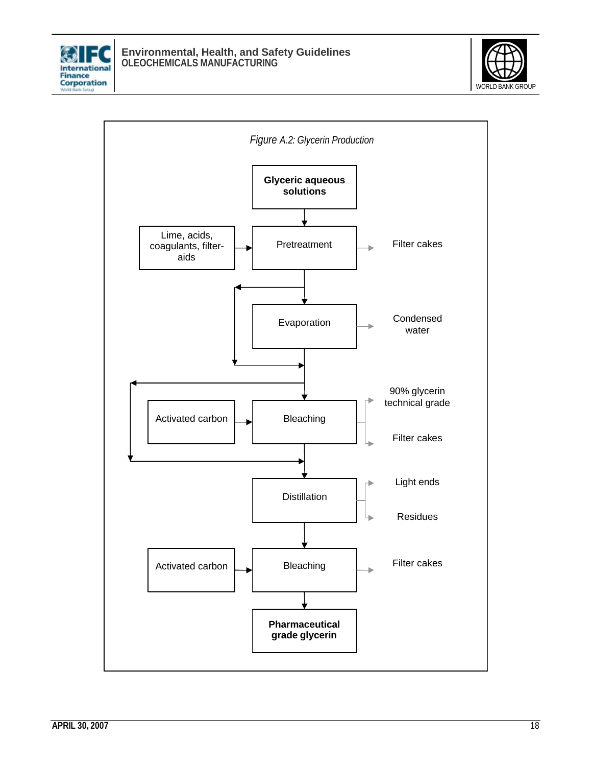*Figure A.2: Glycerin Production*

**Glyceric aqueous solutions**

Lime, acids, coagulants, filter-aids → Pretreatment → Filter cakes

Evaporation → Condensed water

Activated carbon → Bleaching → 90% glycerin technical grade; Filter cakes

Distillation → Light ends; Residues

Activated carbon → Bleaching → Filter cakes

**Pharmaceutical grade glycerin**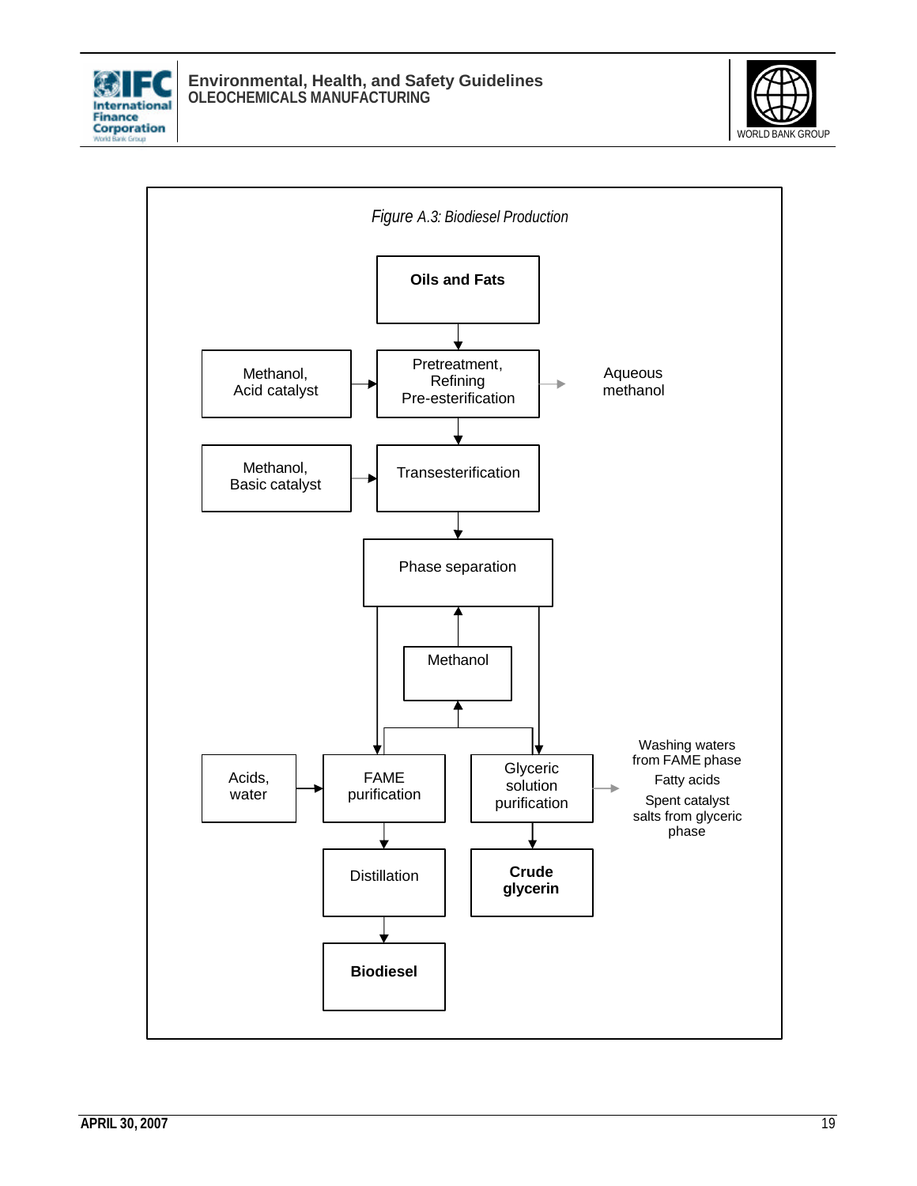*Figure A.3: Biodiesel Production*

**Oils and Fats**

Methanol, Acid catalyst

Pretreatment, Refining Pre-esterification

Aqueous methanol

Methanol, Basic catalyst

Transesterification

Phase separation

Methanol

Acids, water

FAME purification

Glyceric solution purification

Washing waters from FAME phase

Fatty acids

Spent catalyst salts from glyceric phase

Distillation

**Crude glycerin**

**Biodiesel**